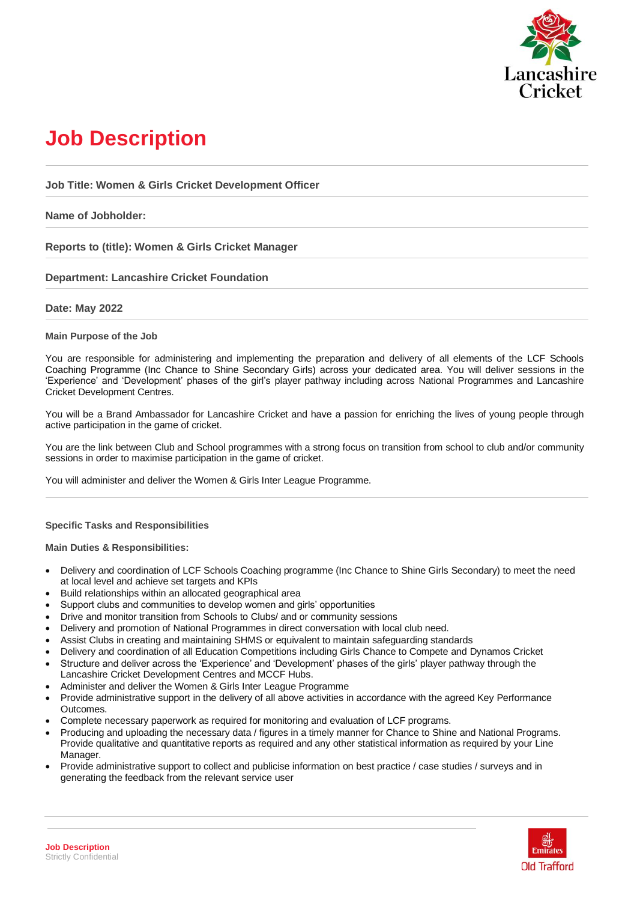# Job Description

**Job Title: Women & Girls Cricket Development Officer**

**Name of Jobholder:**

**Reports to (title): Women & Girls Cricket Manager**

**Department: Lancashire Cricket Foundation**

**Date: May 2022**

### Main Purpose of the Job

You are responsible for administering and implementing the preparation and delivery of all elements of the LCF Schools Coaching Programme (Inc Chance to Shine Secondary Girls) across your dedicated area. You will deliver sessions in the 'Experience' and 'Development' phases of the girl's player pathway including across National Programmes and Lancashire Cricket Development Centres.

You will be a Brand Ambassador for Lancashire Cricket and have a passion for enriching the lives of young people through active participation in the game of cricket.

You are the link between Club and School programmes with a strong focus on transition from school to club and/or community sessions in order to maximise participation in the game of cricket.

You will administer and deliver the Women & Girls Inter League Programme.

### Specific Tasks and Responsibilities

**Main Duties & Responsibilities:**

- Delivery and coordination of LCF Schools Coaching programme (Inc Chance to Shine Girls Secondary) to meet the need at local level and achieve set targets and KPIs
- Build relationships within an allocated geographical area
- Support clubs and communities to develop women and girls' opportunities
- Drive and monitor transition from Schools to Clubs/ and or community sessions
- Delivery and promotion of National Programmes in direct conversation with local club need.
- Assist Clubs in creating and maintaining SHMS or equivalent to maintain safeguarding standards
- Delivery and coordination of all Education Competitions including Girls Chance to Compete and Dynamos Cricket
- Structure and deliver across the 'Experience' and 'Development' phases of the girls' player pathway through the Lancashire Cricket Development Centres and MCCF Hubs.
- Administer and deliver the Women & Girls Inter League Programme
- Provide administrative support in the delivery of all above activities in accordance with the agreed Key Performance Outcomes.
- Complete necessary paperwork as required for monitoring and evaluation of LCF programs.
- Producing and uploading the necessary data / figures in a timely manner for Chance to Shine and National Programs. Provide qualitative and quantitative reports as required and any other statistical information as required by your Line Manager.
- Provide administrative support to collect and publicise information on best practice / case studies / surveys and in generating the feedback from the relevant service user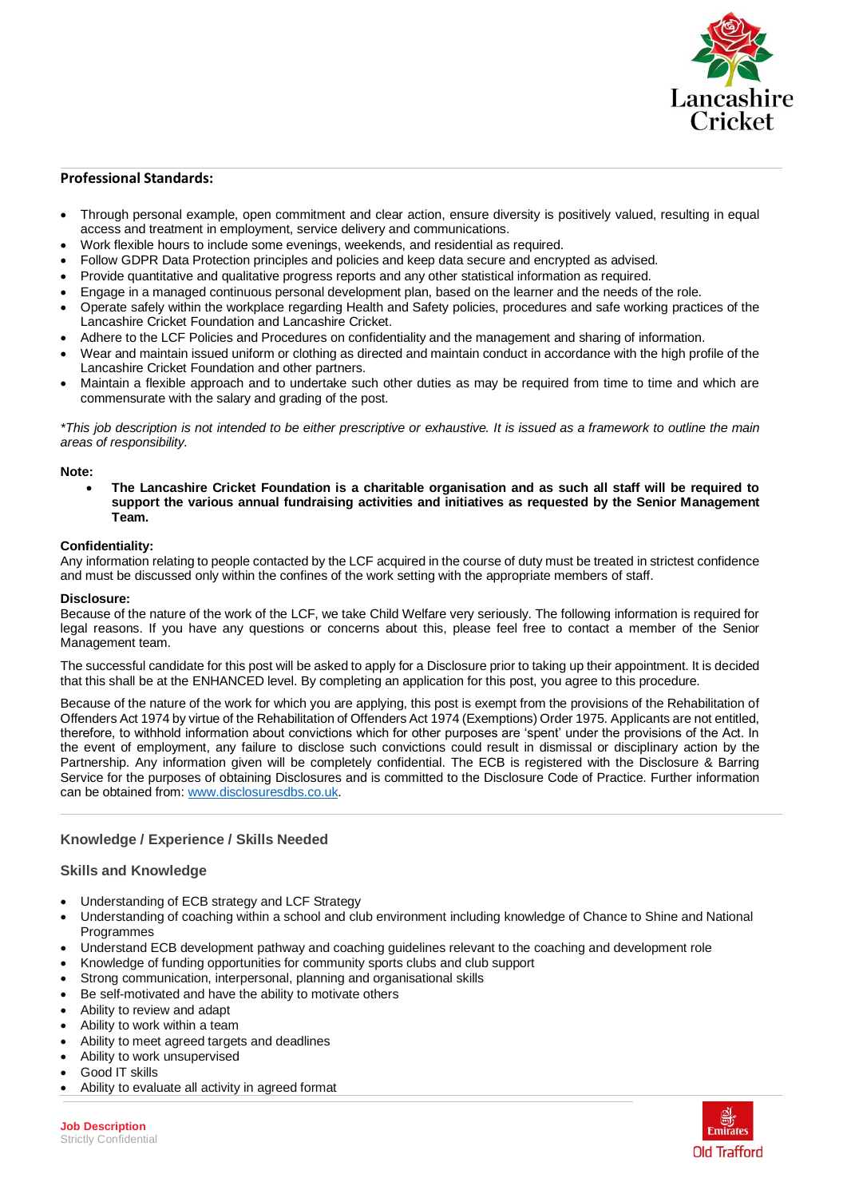## Professional Standards:

- Through personal example, open commitment and clear action, ensure diversity is positively valued, resulting in equal access and treatment in employment, service delivery and communications.
- Work flexible hours to include some evenings, weekends, and residential as required.
- Follow GDPR Data Protection principles and policies and keep data secure and encrypted as advised.
- Provide quantitative and qualitative progress reports and any other statistical information as required.
- Engage in a managed continuous personal development plan, based on the learner and the needs of the role.
- Operate safely within the workplace regarding Health and Safety policies, procedures and safe working practices of the Lancashire Cricket Foundation and Lancashire Cricket.
- Adhere to the LCF Policies and Procedures on confidentiality and the management and sharing of information.
- Wear and maintain issued uniform or clothing as directed and maintain conduct in accordance with the high profile of the Lancashire Cricket Foundation and other partners.
- Maintain a flexible approach and to undertake such other duties as may be required from time to time and which are commensurate with the salary and grading of the post.

*\*This job description is not intended to be either prescriptive or exhaustive. It is issued as a framework to outline the main areas of responsibility.*

**Note:**

- **The Lancashire Cricket Foundation is a charitable organisation and as such all staff will be required to support the various annual fundraising activities and initiatives as requested by the Senior Management Team.**

**Confidentiality:**
Any information relating to people contacted by the LCF acquired in the course of duty must be treated in strictest confidence and must be discussed only within the confines of the work setting with the appropriate members of staff.

**Disclosure:**
Because of the nature of the work of the LCF, we take Child Welfare very seriously. The following information is required for legal reasons. If you have any questions or concerns about this, please feel free to contact a member of the Senior Management team.

The successful candidate for this post will be asked to apply for a Disclosure prior to taking up their appointment. It is decided that this shall be at the ENHANCED level. By completing an application for this post, you agree to this procedure.

Because of the nature of the work for which you are applying, this post is exempt from the provisions of the Rehabilitation of Offenders Act 1974 by virtue of the Rehabilitation of Offenders Act 1974 (Exemptions) Order 1975. Applicants are not entitled, therefore, to withhold information about convictions which for other purposes are 'spent' under the provisions of the Act. In the event of employment, any failure to disclose such convictions could result in dismissal or disciplinary action by the Partnership. Any information given will be completely confidential. The ECB is registered with the Disclosure & Barring Service for the purposes of obtaining Disclosures and is committed to the Disclosure Code of Practice. Further information can be obtained from: www.disclosuresdbs.co.uk.

## Knowledge / Experience / Skills Needed

### Skills and Knowledge

- Understanding of ECB strategy and LCF Strategy
- Understanding of coaching within a school and club environment including knowledge of Chance to Shine and National Programmes
- Understand ECB development pathway and coaching guidelines relevant to the coaching and development role
- Knowledge of funding opportunities for community sports clubs and club support
- Strong communication, interpersonal, planning and organisational skills
- Be self-motivated and have the ability to motivate others
- Ability to review and adapt
- Ability to work within a team
- Ability to meet agreed targets and deadlines
- Ability to work unsupervised
- Good IT skills
- Ability to evaluate all activity in agreed format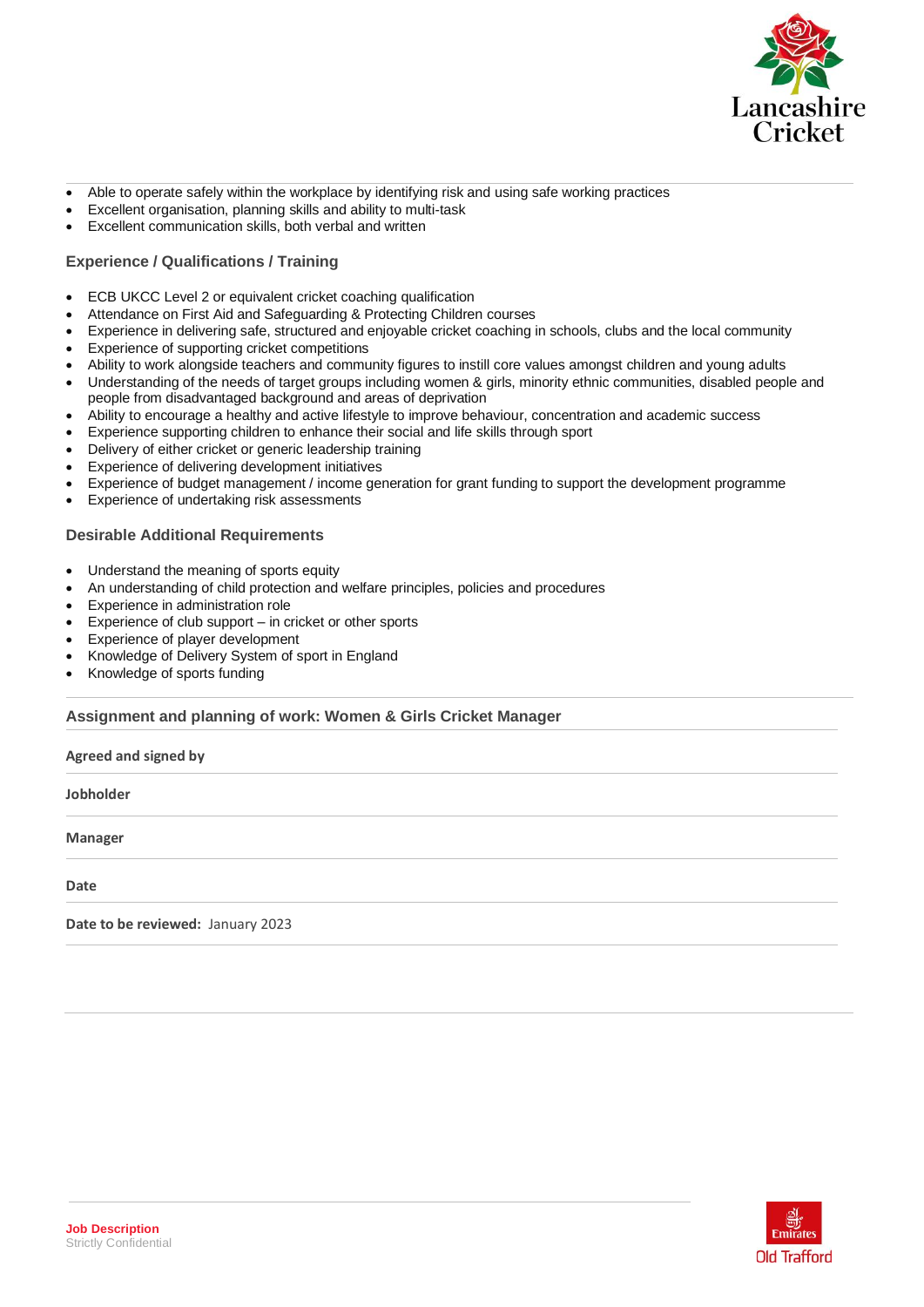- Able to operate safely within the workplace by identifying risk and using safe working practices
- Excellent organisation, planning skills and ability to multi-task
- Excellent communication skills, both verbal and written

### Experience / Qualifications / Training

- ECB UKCC Level 2 or equivalent cricket coaching qualification
- Attendance on First Aid and Safeguarding & Protecting Children courses
- Experience in delivering safe, structured and enjoyable cricket coaching in schools, clubs and the local community
- Experience of supporting cricket competitions
- Ability to work alongside teachers and community figures to instill core values amongst children and young adults
- Understanding of the needs of target groups including women & girls, minority ethnic communities, disabled people and people from disadvantaged background and areas of deprivation
- Ability to encourage a healthy and active lifestyle to improve behaviour, concentration and academic success
- Experience supporting children to enhance their social and life skills through sport
- Delivery of either cricket or generic leadership training
- Experience of delivering development initiatives
- Experience of budget management / income generation for grant funding to support the development programme
- Experience of undertaking risk assessments

### Desirable Additional Requirements

- Understand the meaning of sports equity
- An understanding of child protection and welfare principles, policies and procedures
- Experience in administration role
- Experience of club support – in cricket or other sports
- Experience of player development
- Knowledge of Delivery System of sport in England
- Knowledge of sports funding

### Assignment and planning of work: Women & Girls Cricket Manager

**Agreed and signed by**

**Jobholder**

**Manager**

**Date**

**Date to be reviewed:** January 2023